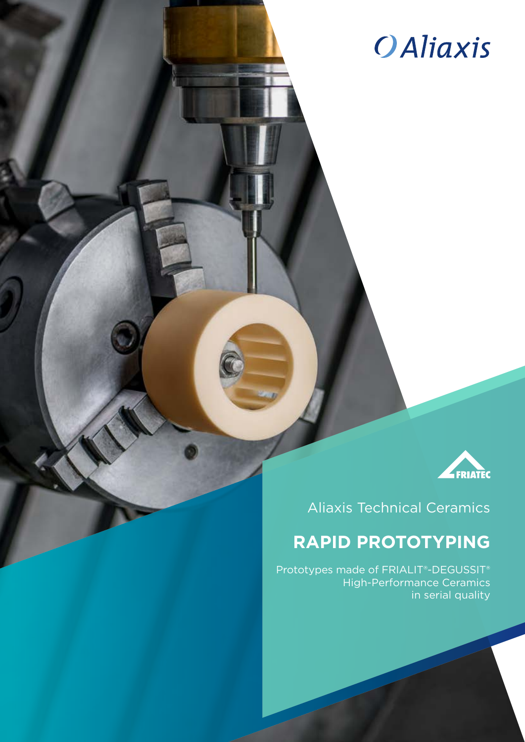Aliaxis

FRIATEC

Aliaxis Technical Ceramics

# RAPID PROTOTYPING

Prototypes made of FRIALIT®-DEGUSSIT® High-Performance Ceramics in serial quality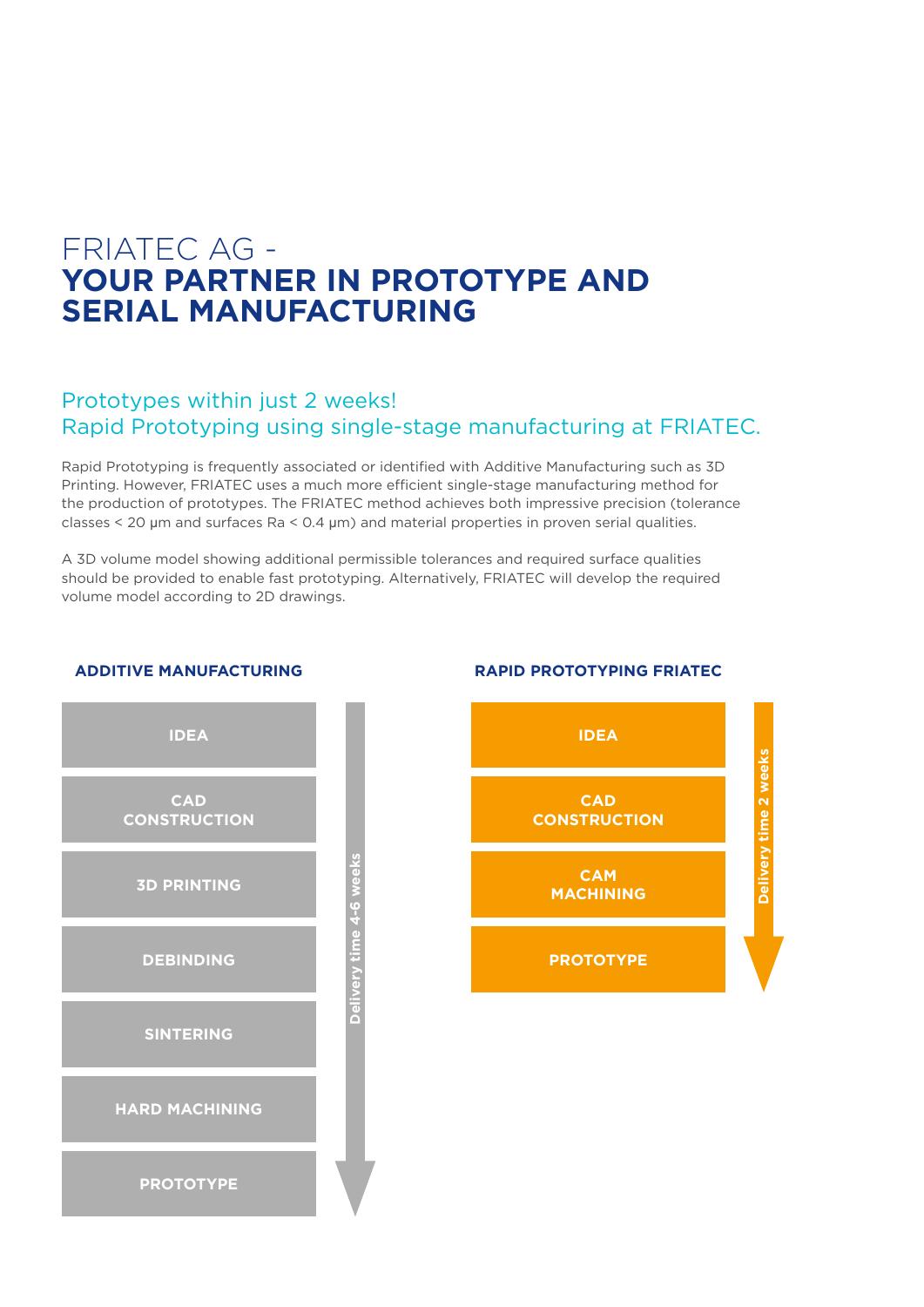# FRIATEC AG - **YOUR PARTNER IN PROTOTYPE AND SERIAL MANUFACTURING**

## Prototypes within just 2 weeks! Rapid Prototyping using single-stage manufacturing at FRIATEC.

Rapid Prototyping is frequently associated or identified with Additive Manufacturing such as 3D Printing. However, FRIATEC uses a much more efficient single-stage manufacturing method for the production of prototypes. The FRIATEC method achieves both impressive precision (tolerance classes < 20 µm and surfaces Ra < 0.4 µm) and material properties in proven serial qualities.

A 3D volume model showing additional permissible tolerances and required surface qualities should be provided to enable fast prototyping. Alternatively, FRIATEC will develop the required volume model according to 2D drawings.

### ADDITIVE MANUFACTURING

- IDEA
- CAD CONSTRUCTION
- 3D PRINTING
- DEBINDING
- SINTERING
- HARD MACHINING
- PROTOTYPE

Delivery time 4-6 weeks

### RAPID PROTOTYPING FRIATEC

- IDEA
- CAD CONSTRUCTION
- CAM MACHINING
- PROTOTYPE

Delivery time 2 weeks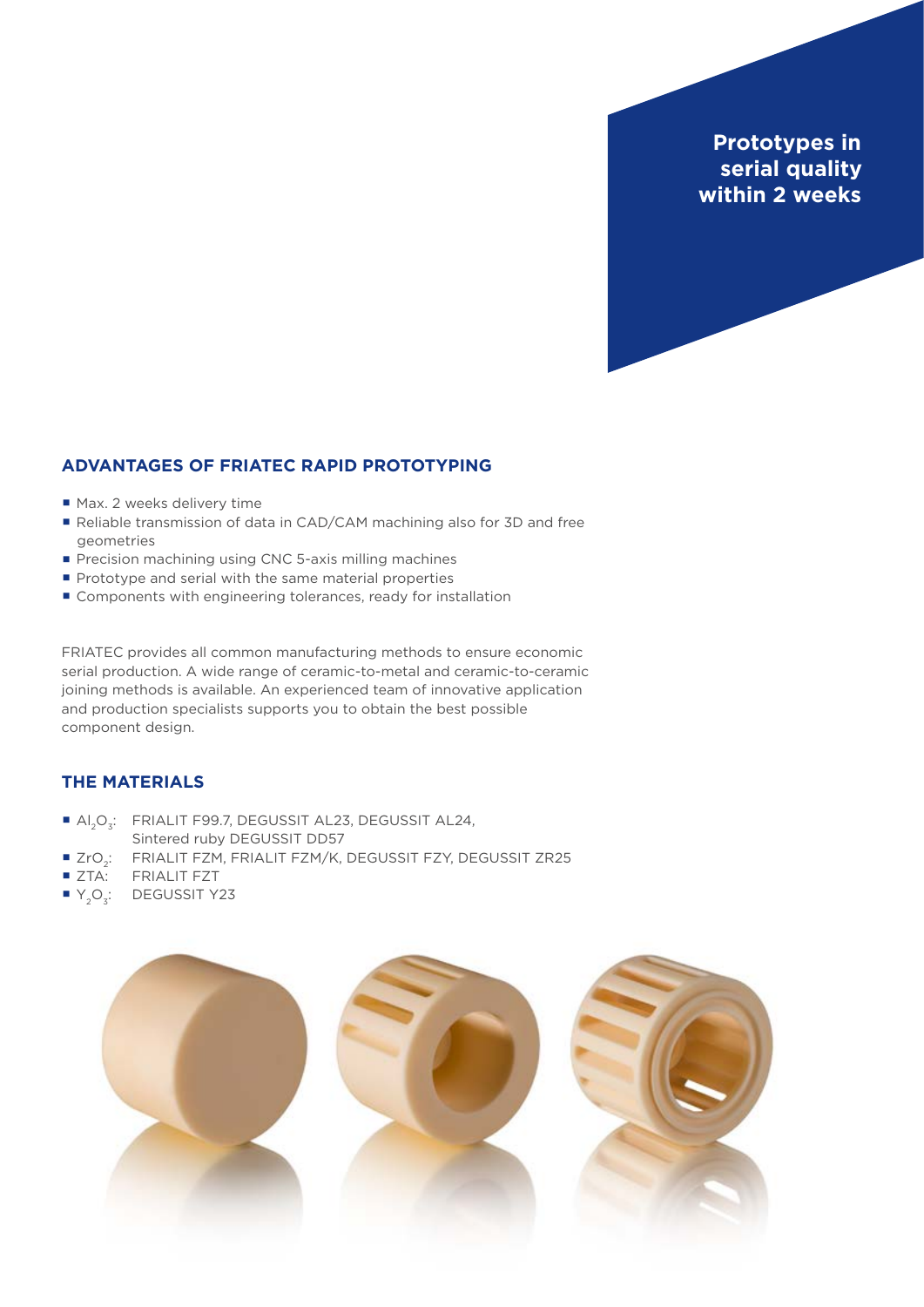**Prototypes in serial quality within 2 weeks**

## ADVANTAGES OF FRIATEC RAPID PROTOTYPING

- Max. 2 weeks delivery time
- Reliable transmission of data in CAD/CAM machining also for 3D and free geometries
- Precision machining using CNC 5-axis milling machines
- Prototype and serial with the same material properties
- Components with engineering tolerances, ready for installation

FRIATEC provides all common manufacturing methods to ensure economic serial production. A wide range of ceramic-to-metal and ceramic-to-ceramic joining methods is available. An experienced team of innovative application and production specialists supports you to obtain the best possible component design.

## THE MATERIALS

- $Al_2O_3$: FRIALIT F99.7, DEGUSSIT AL23, DEGUSSIT AL24, Sintered ruby DEGUSSIT DD57
- $ZrO_2$: FRIALIT FZM, FRIALIT FZM/K, DEGUSSIT FZY, DEGUSSIT ZR25
- ZTA: FRIALIT FZT
- $Y_2O_3$: DEGUSSIT Y23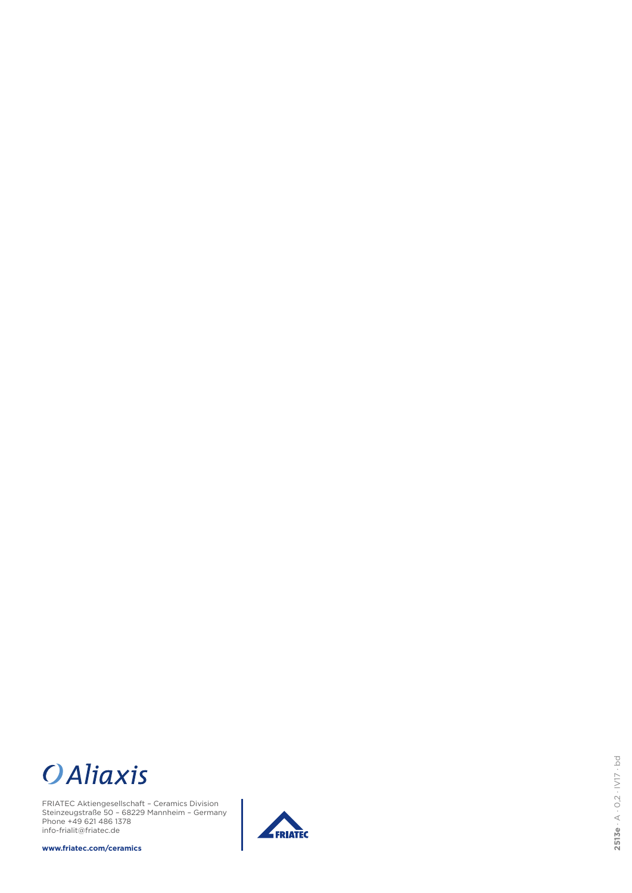Aliaxis

FRIATEC Aktiengesellschaft – Ceramics Division
Steinzeugstraße 50 – 68229 Mannheim – Germany
Phone +49 621 486 1378
info-frialit@friatec.de

**www.friatec.com/ceramics**

FRIATEC

**2513e** · A · 0.2 · IV17 · bd